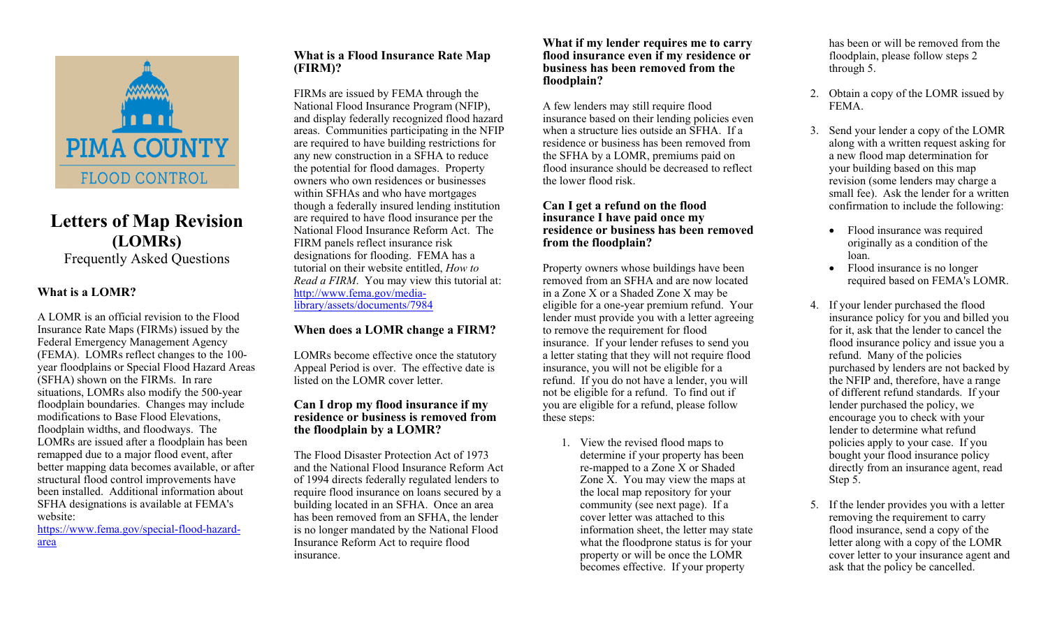PIMA COUNTY
FLOOD CONTROL

# Letters of Map Revision (LOMRs)

Frequently Asked Questions

### What is a LOMR?

A LOMR is an official revision to the Flood Insurance Rate Maps (FIRMs) issued by the Federal Emergency Management Agency (FEMA). LOMRs reflect changes to the 100-year floodplains or Special Flood Hazard Areas (SFHA) shown on the FIRMs. In rare situations, LOMRs also modify the 500-year floodplain boundaries. Changes may include modifications to Base Flood Elevations, floodplain widths, and floodways. The LOMRs are issued after a floodplain has been remapped due to a major flood event, after better mapping data becomes available, or after structural flood control improvements have been installed. Additional information about SFHA designations is available at FEMA's website:
https://www.fema.gov/special-flood-hazard-area

### What is a Flood Insurance Rate Map (FIRM)?

FIRMs are issued by FEMA through the National Flood Insurance Program (NFIP), and display federally recognized flood hazard areas. Communities participating in the NFIP are required to have building restrictions for any new construction in a SFHA to reduce the potential for flood damages. Property owners who own residences or businesses within SFHAs and who have mortgages though a federally insured lending institution are required to have flood insurance per the National Flood Insurance Reform Act. The FIRM panels reflect insurance risk designations for flooding. FEMA has a tutorial on their website entitled, *How to Read a FIRM*. You may view this tutorial at: http://www.fema.gov/media-library/assets/documents/7984

### When does a LOMR change a FIRM?

LOMRs become effective once the statutory Appeal Period is over. The effective date is listed on the LOMR cover letter.

### Can I drop my flood insurance if my residence or business is removed from the floodplain by a LOMR?

The Flood Disaster Protection Act of 1973 and the National Flood Insurance Reform Act of 1994 directs federally regulated lenders to require flood insurance on loans secured by a building located in an SFHA. Once an area has been removed from an SFHA, the lender is no longer mandated by the National Flood Insurance Reform Act to require flood insurance.

### What if my lender requires me to carry flood insurance even if my residence or business has been removed from the floodplain?

A few lenders may still require flood insurance based on their lending policies even when a structure lies outside an SFHA. If a residence or business has been removed from the SFHA by a LOMR, premiums paid on flood insurance should be decreased to reflect the lower flood risk.

### Can I get a refund on the flood insurance I have paid once my residence or business has been removed from the floodplain?

Property owners whose buildings have been removed from an SFHA and are now located in a Zone X or a Shaded Zone X may be eligible for a one-year premium refund. Your lender must provide you with a letter agreeing to remove the requirement for flood insurance. If your lender refuses to send you a letter stating that they will not require flood insurance, you will not be eligible for a refund. If you do not have a lender, you will not be eligible for a refund. To find out if you are eligible for a refund, please follow these steps:

1. View the revised flood maps to determine if your property has been re-mapped to a Zone X or Shaded Zone X. You may view the maps at the local map repository for your community (see next page). If a cover letter was attached to this information sheet, the letter may state what the floodprone status is for your property or will be once the LOMR becomes effective. If your property has been or will be removed from the floodplain, please follow steps 2 through 5.
2. Obtain a copy of the LOMR issued by FEMA.
3. Send your lender a copy of the LOMR along with a written request asking for a new flood map determination for your building based on this map revision (some lenders may charge a small fee). Ask the lender for a written confirmation to include the following:
   - Flood insurance was required originally as a condition of the loan.
   - Flood insurance is no longer required based on FEMA's LOMR.
4. If your lender purchased the flood insurance policy for you and billed you for it, ask that the lender to cancel the flood insurance policy and issue you a refund. Many of the policies purchased by lenders are not backed by the NFIP and, therefore, have a range of different refund standards. If your lender purchased the policy, we encourage you to check with your lender to determine what refund policies apply to your case. If you bought your flood insurance policy directly from an insurance agent, read Step 5.
5. If the lender provides you with a letter removing the requirement to carry flood insurance, send a copy of the letter along with a copy of the LOMR cover letter to your insurance agent and ask that the policy be cancelled.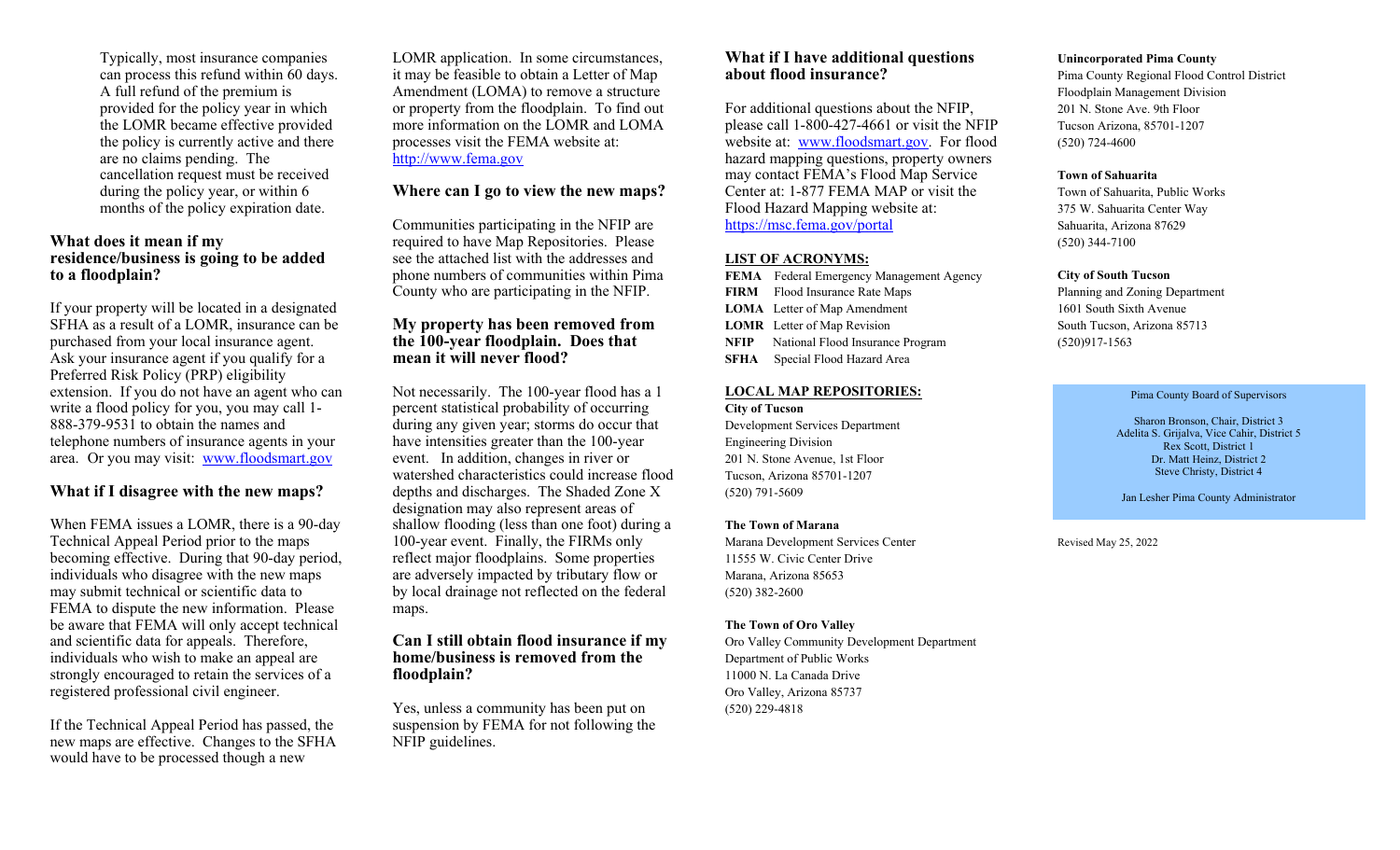Typically, most insurance companies can process this refund within 60 days. A full refund of the premium is provided for the policy year in which the LOMR became effective provided the policy is currently active and there are no claims pending. The cancellation request must be received during the policy year, or within 6 months of the policy expiration date.

## What does it mean if my residence/business is going to be added to a floodplain?

If your property will be located in a designated SFHA as a result of a LOMR, insurance can be purchased from your local insurance agent. Ask your insurance agent if you qualify for a Preferred Risk Policy (PRP) eligibility extension. If you do not have an agent who can write a flood policy for you, you may call 1-888-379-9531 to obtain the names and telephone numbers of insurance agents in your area. Or you may visit: [www.floodsmart.gov](www.floodsmart.gov)

## What if I disagree with the new maps?

When FEMA issues a LOMR, there is a 90-day Technical Appeal Period prior to the maps becoming effective. During that 90-day period, individuals who disagree with the new maps may submit technical or scientific data to FEMA to dispute the new information. Please be aware that FEMA will only accept technical and scientific data for appeals. Therefore, individuals who wish to make an appeal are strongly encouraged to retain the services of a registered professional civil engineer.

If the Technical Appeal Period has passed, the new maps are effective. Changes to the SFHA would have to be processed though a new LOMR application. In some circumstances, it may be feasible to obtain a Letter of Map Amendment (LOMA) to remove a structure or property from the floodplain. To find out more information on the LOMR and LOMA processes visit the FEMA website at: [http://www.fema.gov](http://www.fema.gov)

## Where can I go to view the new maps?

Communities participating in the NFIP are required to have Map Repositories. Please see the attached list with the addresses and phone numbers of communities within Pima County who are participating in the NFIP.

## My property has been removed from the 100-year floodplain. Does that mean it will never flood?

Not necessarily. The 100-year flood has a 1 percent statistical probability of occurring during any given year; storms do occur that have intensities greater than the 100-year event. In addition, changes in river or watershed characteristics could increase flood depths and discharges. The Shaded Zone X designation may also represent areas of shallow flooding (less than one foot) during a 100-year event. Finally, the FIRMs only reflect major floodplains. Some properties are adversely impacted by tributary flow or by local drainage not reflected on the federal maps.

## Can I still obtain flood insurance if my home/business is removed from the floodplain?

Yes, unless a community has been put on suspension by FEMA for not following the NFIP guidelines.

## What if I have additional questions about flood insurance?

For additional questions about the NFIP, please call 1-800-427-4661 or visit the NFIP website at: [www.floodsmart.gov](www.floodsmart.gov). For flood hazard mapping questions, property owners may contact FEMA's Flood Map Service Center at: 1-877 FEMA MAP or visit the Flood Hazard Mapping website at: [https://msc.fema.gov/portal](https://msc.fema.gov/portal)

### LIST OF ACRONYMS:

**FEMA** Federal Emergency Management Agency
**FIRM** Flood Insurance Rate Maps
**LOMA** Letter of Map Amendment
**LOMR** Letter of Map Revision
**NFIP** National Flood Insurance Program
**SFHA** Special Flood Hazard Area

### LOCAL MAP REPOSITORIES:

**City of Tucson**
Development Services Department
Engineering Division
201 N. Stone Avenue, 1st Floor
Tucson, Arizona 85701-1207
(520) 791-5609

**The Town of Marana**
Marana Development Services Center
11555 W. Civic Center Drive
Marana, Arizona 85653
(520) 382-2600

**The Town of Oro Valley**
Oro Valley Community Development Department
Department of Public Works
11000 N. La Canada Drive
Oro Valley, Arizona 85737
(520) 229-4818

**Unincorporated Pima County**
Pima County Regional Flood Control District
Floodplain Management Division
201 N. Stone Ave. 9th Floor
Tucson Arizona, 85701-1207
(520) 724-4600

**Town of Sahuarita**
Town of Sahuarita, Public Works
375 W. Sahuarita Center Way
Sahuarita, Arizona 87629
(520) 344-7100

**City of South Tucson**
Planning and Zoning Department
1601 South Sixth Avenue
South Tucson, Arizona 85713
(520)917-1563

Pima County Board of Supervisors

Sharon Bronson, Chair, District 3
Adelita S. Grijalva, Vice Cahir, District 5
Rex Scott, District 1
Dr. Matt Heinz, District 2
Steve Christy, District 4

Jan Lesher Pima County Administrator

Revised May 25, 2022